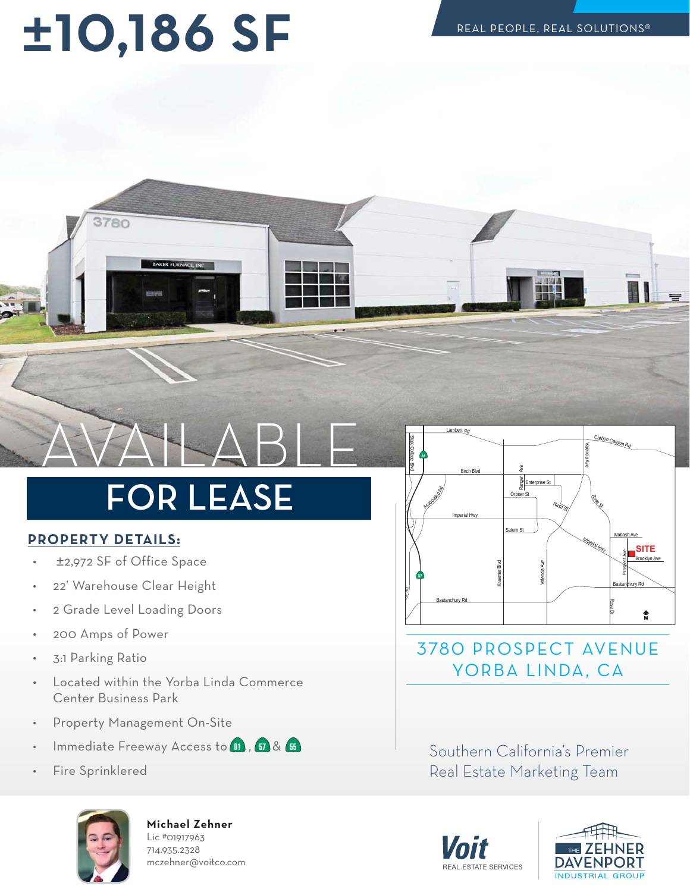# ±10,186 SF

REAL PEOPLE, REAL SOLUTIONS®

AVAILABLE

## FOR LEASE

### PROPERTY DETAILS:

- ±2,972 SF of Office Space
- 22' Warehouse Clear Height
- 2 Grade Level Loading Doors
- 200 Amps of Power
- 3:1 Parking Ratio
- Located within the Yorba Linda Commerce Center Business Park
- Property Management On-Site
- Immediate Freeway Access to 91, 57 & 55
- Fire Sprinklered

## 3780 PROSPECT AVENUE YORBA LINDA, CA

Southern California's Premier Real Estate Marketing Team

**Michael Zehner**
Lic #01917963
714.935.2328
mczehner@voitco.com

Voit REAL ESTATE SERVICES

THE ZEHNER DAVENPORT INDUSTRIAL GROUP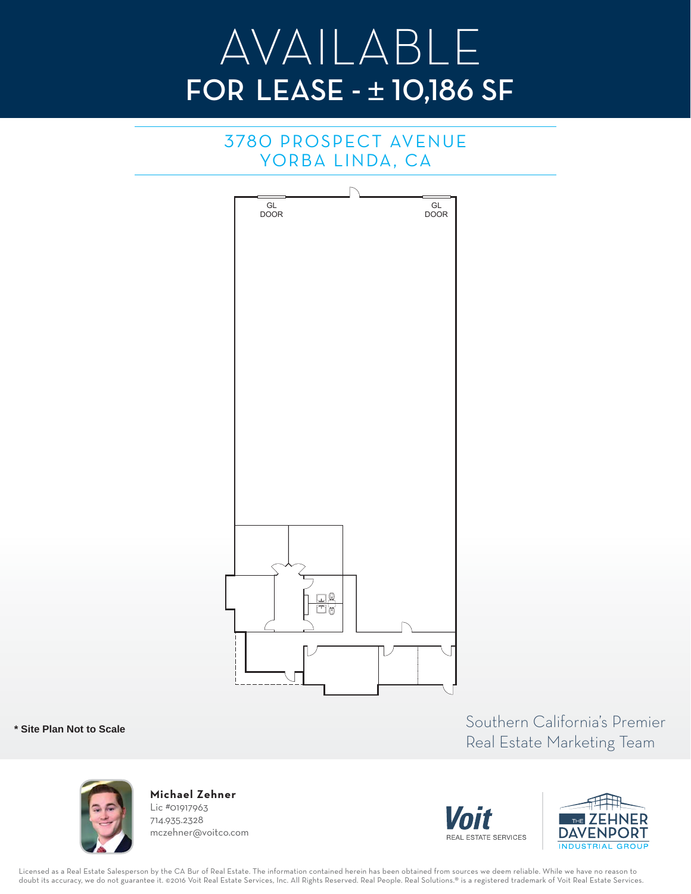# AVAILABLE

## FOR LEASE - ± 10,186 SF

### 3780 PROSPECT AVENUE
### YORBA LINDA, CA

GL DOOR

GL DOOR

* Site Plan Not to Scale

Southern California's Premier Real Estate Marketing Team

**Michael Zehner**
Lic #01917963
714.935.2328
mczehner@voitco.com

Voit REAL ESTATE SERVICES

THE ZEHNER DAVENPORT INDUSTRIAL GROUP

Licensed as a Real Estate Salesperson by the CA Bur of Real Estate. The information contained herein has been obtained from sources we deem reliable. While we have no reason to doubt its accuracy, we do not guarantee it. ©2016 Voit Real Estate Services, Inc. All Rights Reserved. Real People. Real Solutions.® is a registered trademark of Voit Real Estate Services.